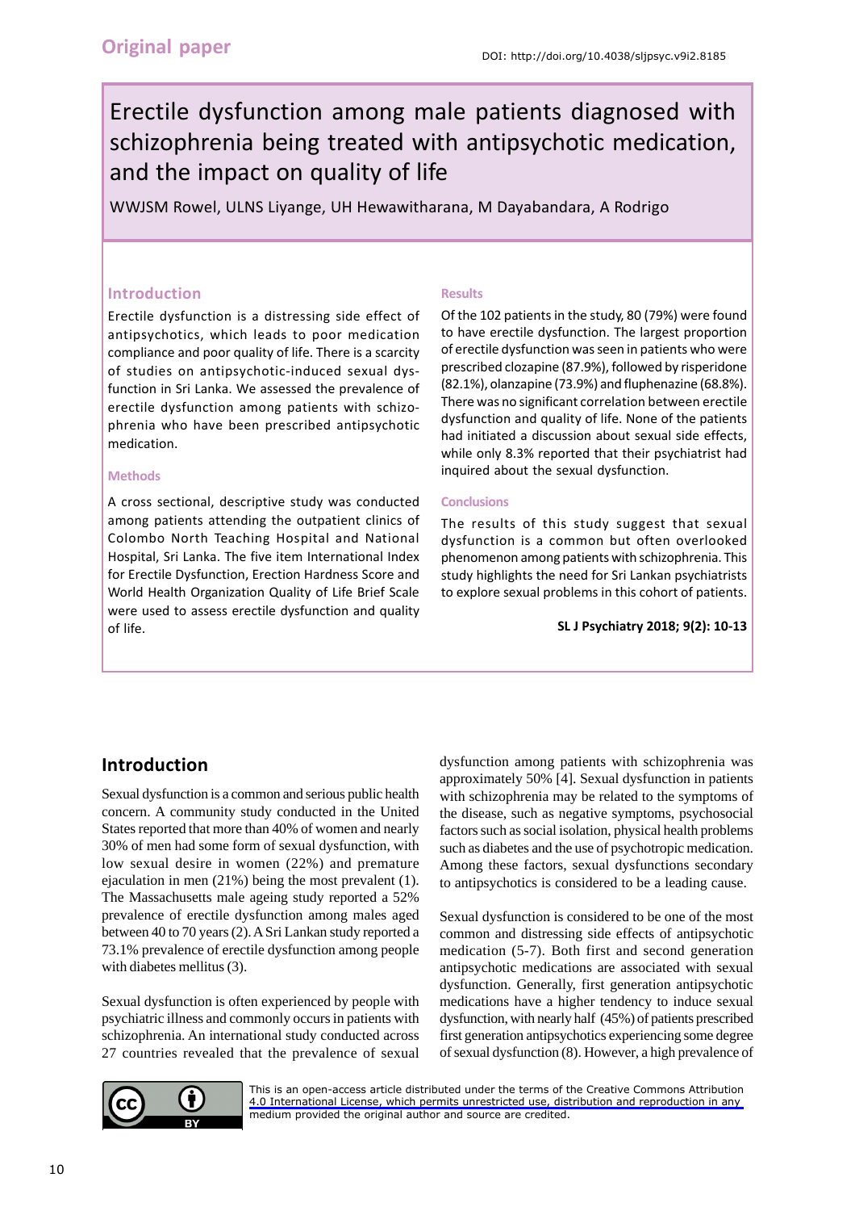Original paper

DOI: http://doi.org/10.4038/sljpsyc.v9i2.8185

# Erectile dysfunction among male patients diagnosed with schizophrenia being treated with antipsychotic medication, and the impact on quality of life

WWJSM Rowel, ULNS Liyange, UH Hewawitharana, M Dayabandara, A Rodrigo

### Introduction

Erectile dysfunction is a distressing side effect of antipsychotics, which leads to poor medication compliance and poor quality of life. There is a scarcity of studies on antipsychotic-induced sexual dysfunction in Sri Lanka. We assessed the prevalence of erectile dysfunction among patients with schizophrenia who have been prescribed antipsychotic medication.

### Methods

A cross sectional, descriptive study was conducted among patients attending the outpatient clinics of Colombo North Teaching Hospital and National Hospital, Sri Lanka. The five item International Index for Erectile Dysfunction, Erection Hardness Score and World Health Organization Quality of Life Brief Scale were used to assess erectile dysfunction and quality of life.

### Results

Of the 102 patients in the study, 80 (79%) were found to have erectile dysfunction. The largest proportion of erectile dysfunction was seen in patients who were prescribed clozapine (87.9%), followed by risperidone (82.1%), olanzapine (73.9%) and fluphenazine (68.8%). There was no significant correlation between erectile dysfunction and quality of life. None of the patients had initiated a discussion about sexual side effects, while only 8.3% reported that their psychiatrist had inquired about the sexual dysfunction.

### Conclusions

The results of this study suggest that sexual dysfunction is a common but often overlooked phenomenon among patients with schizophrenia. This study highlights the need for Sri Lankan psychiatrists to explore sexual problems in this cohort of patients.

**SL J Psychiatry 2018; 9(2): 10-13**

## Introduction

Sexual dysfunction is a common and serious public health concern. A community study conducted in the United States reported that more than 40% of women and nearly 30% of men had some form of sexual dysfunction, with low sexual desire in women (22%) and premature ejaculation in men (21%) being the most prevalent (1). The Massachusetts male ageing study reported a 52% prevalence of erectile dysfunction among males aged between 40 to 70 years (2). A Sri Lankan study reported a 73.1% prevalence of erectile dysfunction among people with diabetes mellitus (3).

Sexual dysfunction is often experienced by people with psychiatric illness and commonly occurs in patients with schizophrenia. An international study conducted across 27 countries revealed that the prevalence of sexual dysfunction among patients with schizophrenia was approximately 50% [4]. Sexual dysfunction in patients with schizophrenia may be related to the symptoms of the disease, such as negative symptoms, psychosocial factors such as social isolation, physical health problems such as diabetes and the use of psychotropic medication. Among these factors, sexual dysfunctions secondary to antipsychotics is considered to be a leading cause.

Sexual dysfunction is considered to be one of the most common and distressing side effects of antipsychotic medication (5-7). Both first and second generation antipsychotic medications are associated with sexual dysfunction. Generally, first generation antipsychotic medications have a higher tendency to induce sexual dysfunction, with nearly half (45%) of patients prescribed first generation antipsychotics experiencing some degree of sexual dysfunction (8). However, a high prevalence of

This is an open-access article distributed under the terms of the Creative Commons Attribution 4.0 International License, which permits unrestricted use, distribution and reproduction in any medium provided the original author and source are credited.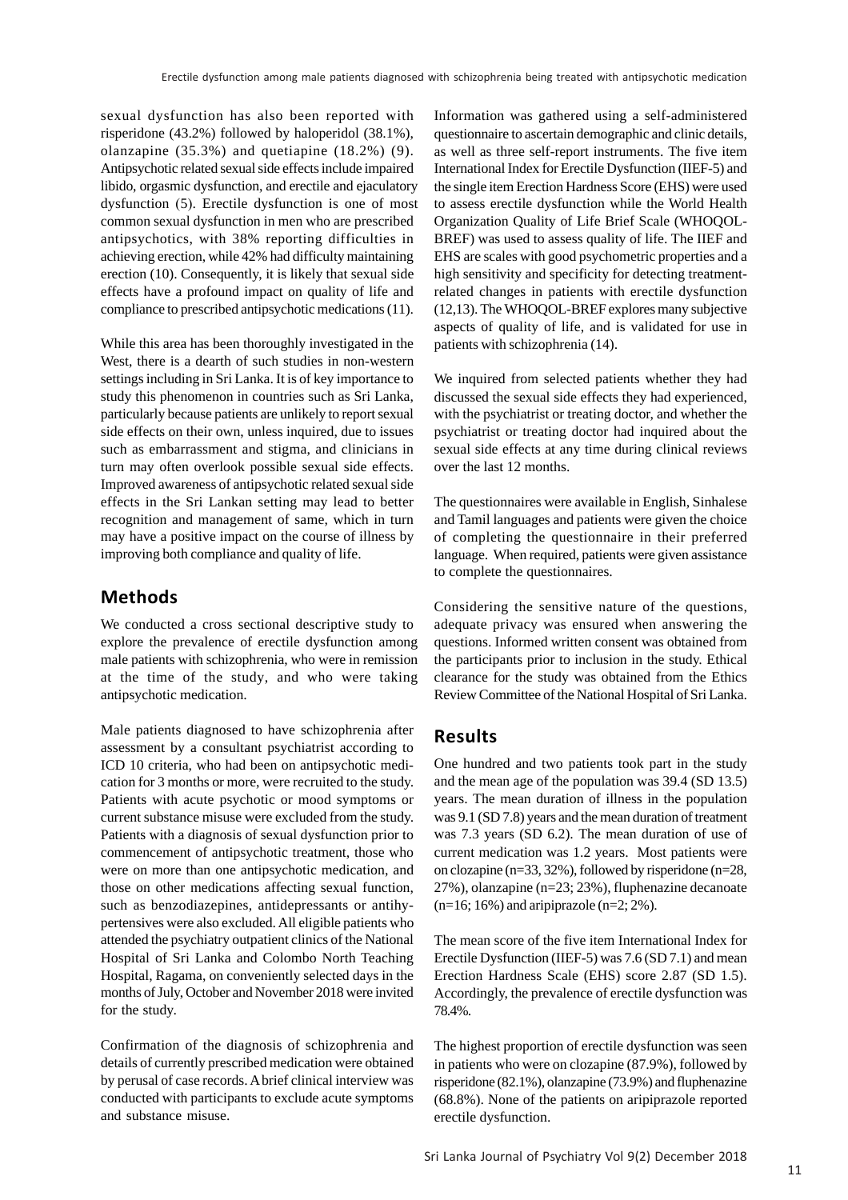sexual dysfunction has also been reported with risperidone (43.2%) followed by haloperidol (38.1%), olanzapine (35.3%) and quetiapine (18.2%) (9). Antipsychotic related sexual side effects include impaired libido, orgasmic dysfunction, and erectile and ejaculatory dysfunction (5). Erectile dysfunction is one of most common sexual dysfunction in men who are prescribed antipsychotics, with 38% reporting difficulties in achieving erection, while 42% had difficulty maintaining erection (10). Consequently, it is likely that sexual side effects have a profound impact on quality of life and compliance to prescribed antipsychotic medications (11).

While this area has been thoroughly investigated in the West, there is a dearth of such studies in non-western settings including in Sri Lanka. It is of key importance to study this phenomenon in countries such as Sri Lanka, particularly because patients are unlikely to report sexual side effects on their own, unless inquired, due to issues such as embarrassment and stigma, and clinicians in turn may often overlook possible sexual side effects. Improved awareness of antipsychotic related sexual side effects in the Sri Lankan setting may lead to better recognition and management of same, which in turn may have a positive impact on the course of illness by improving both compliance and quality of life.

## Methods

We conducted a cross sectional descriptive study to explore the prevalence of erectile dysfunction among male patients with schizophrenia, who were in remission at the time of the study, and who were taking antipsychotic medication.

Male patients diagnosed to have schizophrenia after assessment by a consultant psychiatrist according to ICD 10 criteria, who had been on antipsychotic medication for 3 months or more, were recruited to the study. Patients with acute psychotic or mood symptoms or current substance misuse were excluded from the study. Patients with a diagnosis of sexual dysfunction prior to commencement of antipsychotic treatment, those who were on more than one antipsychotic medication, and those on other medications affecting sexual function, such as benzodiazepines, antidepressants or antihypertensives were also excluded. All eligible patients who attended the psychiatry outpatient clinics of the National Hospital of Sri Lanka and Colombo North Teaching Hospital, Ragama, on conveniently selected days in the months of July, October and November 2018 were invited for the study.

Confirmation of the diagnosis of schizophrenia and details of currently prescribed medication were obtained by perusal of case records. A brief clinical interview was conducted with participants to exclude acute symptoms and substance misuse.

Information was gathered using a self-administered questionnaire to ascertain demographic and clinic details, as well as three self-report instruments. The five item International Index for Erectile Dysfunction (IIEF-5) and the single item Erection Hardness Score (EHS) were used to assess erectile dysfunction while the World Health Organization Quality of Life Brief Scale (WHOQOL-BREF) was used to assess quality of life. The IIEF and EHS are scales with good psychometric properties and a high sensitivity and specificity for detecting treatment-related changes in patients with erectile dysfunction (12,13). The WHOQOL-BREF explores many subjective aspects of quality of life, and is validated for use in patients with schizophrenia (14).

We inquired from selected patients whether they had discussed the sexual side effects they had experienced, with the psychiatrist or treating doctor, and whether the psychiatrist or treating doctor had inquired about the sexual side effects at any time during clinical reviews over the last 12 months.

The questionnaires were available in English, Sinhalese and Tamil languages and patients were given the choice of completing the questionnaire in their preferred language. When required, patients were given assistance to complete the questionnaires.

Considering the sensitive nature of the questions, adequate privacy was ensured when answering the questions. Informed written consent was obtained from the participants prior to inclusion in the study. Ethical clearance for the study was obtained from the Ethics Review Committee of the National Hospital of Sri Lanka.

## Results

One hundred and two patients took part in the study and the mean age of the population was 39.4 (SD 13.5) years. The mean duration of illness in the population was 9.1 (SD 7.8) years and the mean duration of treatment was 7.3 years (SD 6.2). The mean duration of use of current medication was 1.2 years. Most patients were on clozapine (n=33, 32%), followed by risperidone (n=28, 27%), olanzapine (n=23; 23%), fluphenazine decanoate (n=16; 16%) and aripiprazole (n=2; 2%).

The mean score of the five item International Index for Erectile Dysfunction (IIEF-5) was 7.6 (SD 7.1) and mean Erection Hardness Scale (EHS) score 2.87 (SD 1.5). Accordingly, the prevalence of erectile dysfunction was 78.4%.

The highest proportion of erectile dysfunction was seen in patients who were on clozapine (87.9%), followed by risperidone (82.1%), olanzapine (73.9%) and fluphenazine (68.8%). None of the patients on aripiprazole reported erectile dysfunction.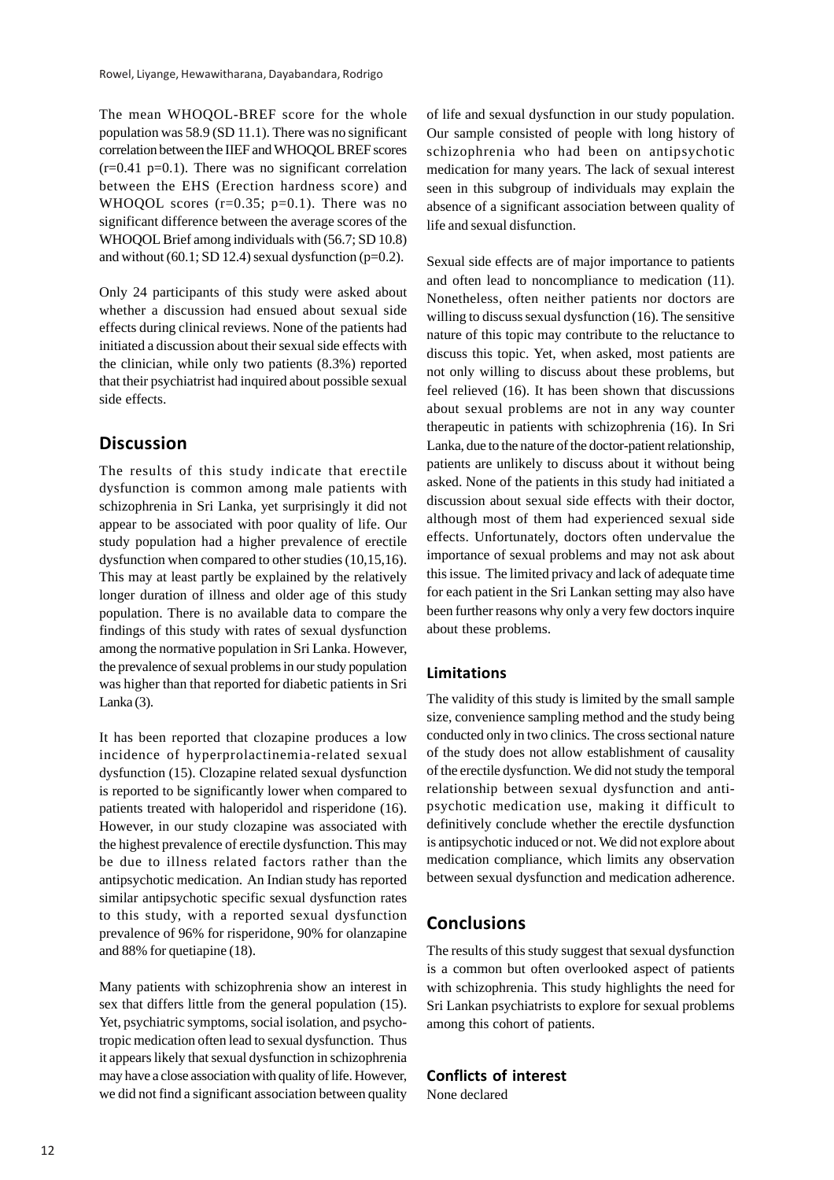The mean WHOQOL-BREF score for the whole population was 58.9 (SD 11.1). There was no significant correlation between the IIEF and WHOQOL BREF scores ($r=0.41$ $p=0.1$). There was no significant correlation between the EHS (Erection hardness score) and WHOQOL scores ($r=0.35$; $p=0.1$). There was no significant difference between the average scores of the WHOQOL Brief among individuals with (56.7; SD 10.8) and without (60.1; SD 12.4) sexual dysfunction ($p=0.2$).

Only 24 participants of this study were asked about whether a discussion had ensued about sexual side effects during clinical reviews. None of the patients had initiated a discussion about their sexual side effects with the clinician, while only two patients (8.3%) reported that their psychiatrist had inquired about possible sexual side effects.

## Discussion

The results of this study indicate that erectile dysfunction is common among male patients with schizophrenia in Sri Lanka, yet surprisingly it did not appear to be associated with poor quality of life. Our study population had a higher prevalence of erectile dysfunction when compared to other studies (10,15,16). This may at least partly be explained by the relatively longer duration of illness and older age of this study population. There is no available data to compare the findings of this study with rates of sexual dysfunction among the normative population in Sri Lanka. However, the prevalence of sexual problems in our study population was higher than that reported for diabetic patients in Sri Lanka (3).

It has been reported that clozapine produces a low incidence of hyperprolactinemia-related sexual dysfunction (15). Clozapine related sexual dysfunction is reported to be significantly lower when compared to patients treated with haloperidol and risperidone (16). However, in our study clozapine was associated with the highest prevalence of erectile dysfunction. This may be due to illness related factors rather than the antipsychotic medication. An Indian study has reported similar antipsychotic specific sexual dysfunction rates to this study, with a reported sexual dysfunction prevalence of 96% for risperidone, 90% for olanzapine and 88% for quetiapine (18).

Many patients with schizophrenia show an interest in sex that differs little from the general population (15). Yet, psychiatric symptoms, social isolation, and psychotropic medication often lead to sexual dysfunction. Thus it appears likely that sexual dysfunction in schizophrenia may have a close association with quality of life. However, we did not find a significant association between quality of life and sexual dysfunction in our study population. Our sample consisted of people with long history of schizophrenia who had been on antipsychotic medication for many years. The lack of sexual interest seen in this subgroup of individuals may explain the absence of a significant association between quality of life and sexual disfunction.

Sexual side effects are of major importance to patients and often lead to noncompliance to medication (11). Nonetheless, often neither patients nor doctors are willing to discuss sexual dysfunction (16). The sensitive nature of this topic may contribute to the reluctance to discuss this topic. Yet, when asked, most patients are not only willing to discuss about these problems, but feel relieved (16). It has been shown that discussions about sexual problems are not in any way counter therapeutic in patients with schizophrenia (16). In Sri Lanka, due to the nature of the doctor-patient relationship, patients are unlikely to discuss about it without being asked. None of the patients in this study had initiated a discussion about sexual side effects with their doctor, although most of them had experienced sexual side effects. Unfortunately, doctors often undervalue the importance of sexual problems and may not ask about this issue. The limited privacy and lack of adequate time for each patient in the Sri Lankan setting may also have been further reasons why only a very few doctors inquire about these problems.

### Limitations

The validity of this study is limited by the small sample size, convenience sampling method and the study being conducted only in two clinics. The cross sectional nature of the study does not allow establishment of causality of the erectile dysfunction. We did not study the temporal relationship between sexual dysfunction and anti-psychotic medication use, making it difficult to definitively conclude whether the erectile dysfunction is antipsychotic induced or not. We did not explore about medication compliance, which limits any observation between sexual dysfunction and medication adherence.

## Conclusions

The results of this study suggest that sexual dysfunction is a common but often overlooked aspect of patients with schizophrenia. This study highlights the need for Sri Lankan psychiatrists to explore for sexual problems among this cohort of patients.

### Conflicts of interest

None declared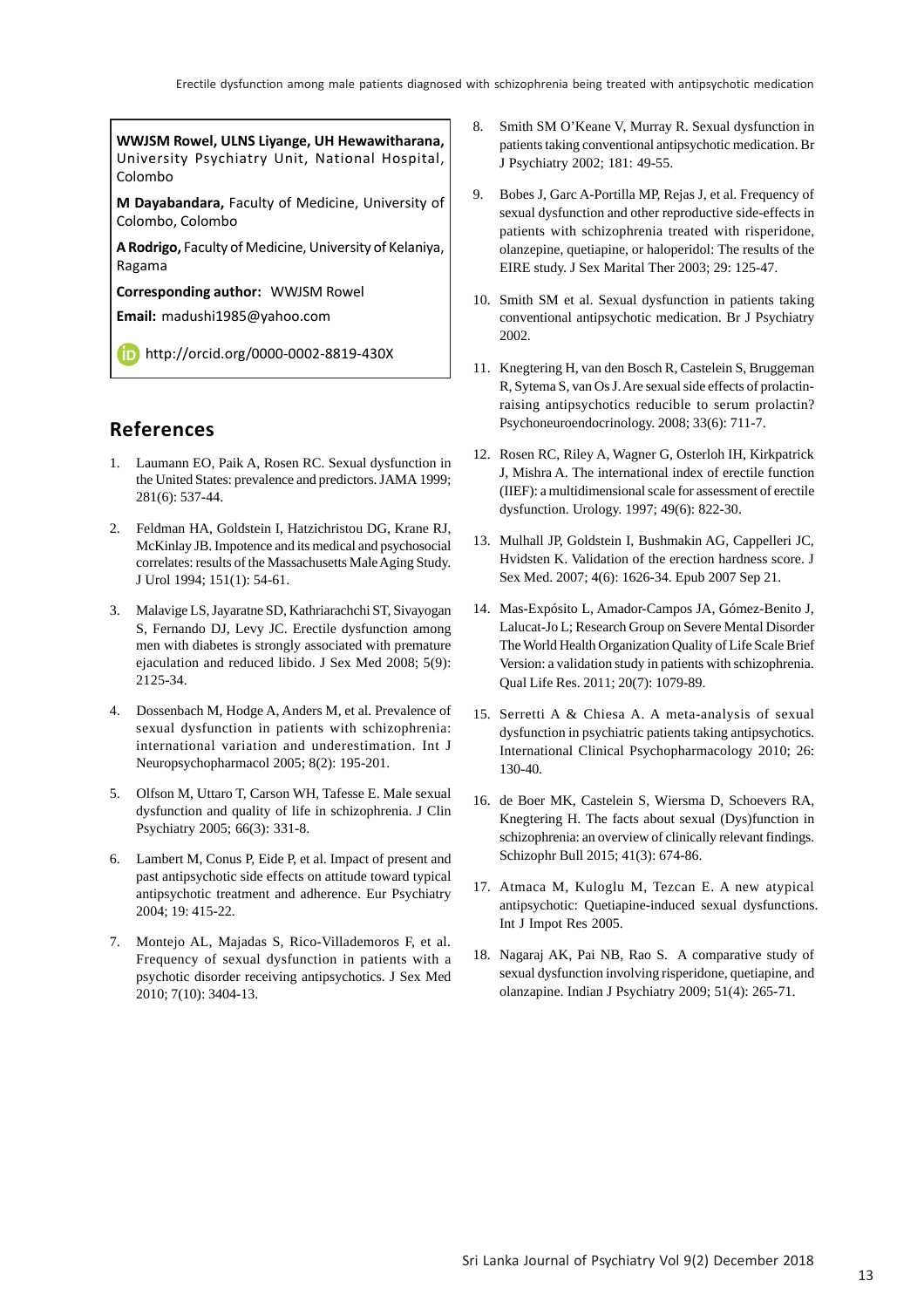**WWJSM Rowel, ULNS Liyange, UH Hewawitharana,** University Psychiatry Unit, National Hospital, Colombo

**M Dayabandara,** Faculty of Medicine, University of Colombo, Colombo

**A Rodrigo,** Faculty of Medicine, University of Kelaniya, Ragama

**Corresponding author:** WWJSM Rowel

**Email:** madushi1985@yahoo.com

http://orcid.org/0000-0002-8819-430X

## References

1. Laumann EO, Paik A, Rosen RC. Sexual dysfunction in the United States: prevalence and predictors. JAMA 1999; 281(6): 537-44.
2. Feldman HA, Goldstein I, Hatzichristou DG, Krane RJ, McKinlay JB. Impotence and its medical and psychosocial correlates: results of the Massachusetts Male Aging Study. J Urol 1994; 151(1): 54-61.
3. Malavige LS, Jayaratne SD, Kathriarachchi ST, Sivayogan S, Fernando DJ, Levy JC. Erectile dysfunction among men with diabetes is strongly associated with premature ejaculation and reduced libido. J Sex Med 2008; 5(9): 2125-34.
4. Dossenbach M, Hodge A, Anders M, et al. Prevalence of sexual dysfunction in patients with schizophrenia: international variation and underestimation. Int J Neuropsychopharmacol 2005; 8(2): 195-201.
5. Olfson M, Uttaro T, Carson WH, Tafesse E. Male sexual dysfunction and quality of life in schizophrenia. J Clin Psychiatry 2005; 66(3): 331-8.
6. Lambert M, Conus P, Eide P, et al. Impact of present and past antipsychotic side effects on attitude toward typical antipsychotic treatment and adherence. Eur Psychiatry 2004; 19: 415-22.
7. Montejo AL, Majadas S, Rico-Villademoros F, et al. Frequency of sexual dysfunction in patients with a psychotic disorder receiving antipsychotics. J Sex Med 2010; 7(10): 3404-13.
8. Smith SM O'Keane V, Murray R. Sexual dysfunction in patients taking conventional antipsychotic medication. Br J Psychiatry 2002; 181: 49-55.
9. Bobes J, Garc A-Portilla MP, Rejas J, et al. Frequency of sexual dysfunction and other reproductive side-effects in patients with schizophrenia treated with risperidone, olanzepine, quetiapine, or haloperidol: The results of the EIRE study. J Sex Marital Ther 2003; 29: 125-47.
10. Smith SM et al. Sexual dysfunction in patients taking conventional antipsychotic medication. Br J Psychiatry 2002.
11. Knegtering H, van den Bosch R, Castelein S, Bruggeman R, Sytema S, van Os J. Are sexual side effects of prolactin-raising antipsychotics reducible to serum prolactin? Psychoneuroendocrinology. 2008; 33(6): 711-7.
12. Rosen RC, Riley A, Wagner G, Osterloh IH, Kirkpatrick J, Mishra A. The international index of erectile function (IIEF): a multidimensional scale for assessment of erectile dysfunction. Urology. 1997; 49(6): 822-30.
13. Mulhall JP, Goldstein I, Bushmakin AG, Cappelleri JC, Hvidsten K. Validation of the erection hardness score. J Sex Med. 2007; 4(6): 1626-34. Epub 2007 Sep 21.
14. Mas-Expósito L, Amador-Campos JA, Gómez-Benito J, Lalucat-Jo L; Research Group on Severe Mental Disorder The World Health Organization Quality of Life Scale Brief Version: a validation study in patients with schizophrenia. Qual Life Res. 2011; 20(7): 1079-89.
15. Serretti A & Chiesa A. A meta-analysis of sexual dysfunction in psychiatric patients taking antipsychotics. International Clinical Psychopharmacology 2010; 26: 130-40.
16. de Boer MK, Castelein S, Wiersma D, Schoevers RA, Knegtering H. The facts about sexual (Dys)function in schizophrenia: an overview of clinically relevant findings. Schizophr Bull 2015; 41(3): 674-86.
17. Atmaca M, Kuloglu M, Tezcan E. A new atypical antipsychotic: Quetiapine-induced sexual dysfunctions. Int J Impot Res 2005.
18. Nagaraj AK, Pai NB, Rao S. A comparative study of sexual dysfunction involving risperidone, quetiapine, and olanzapine. Indian J Psychiatry 2009; 51(4): 265-71.